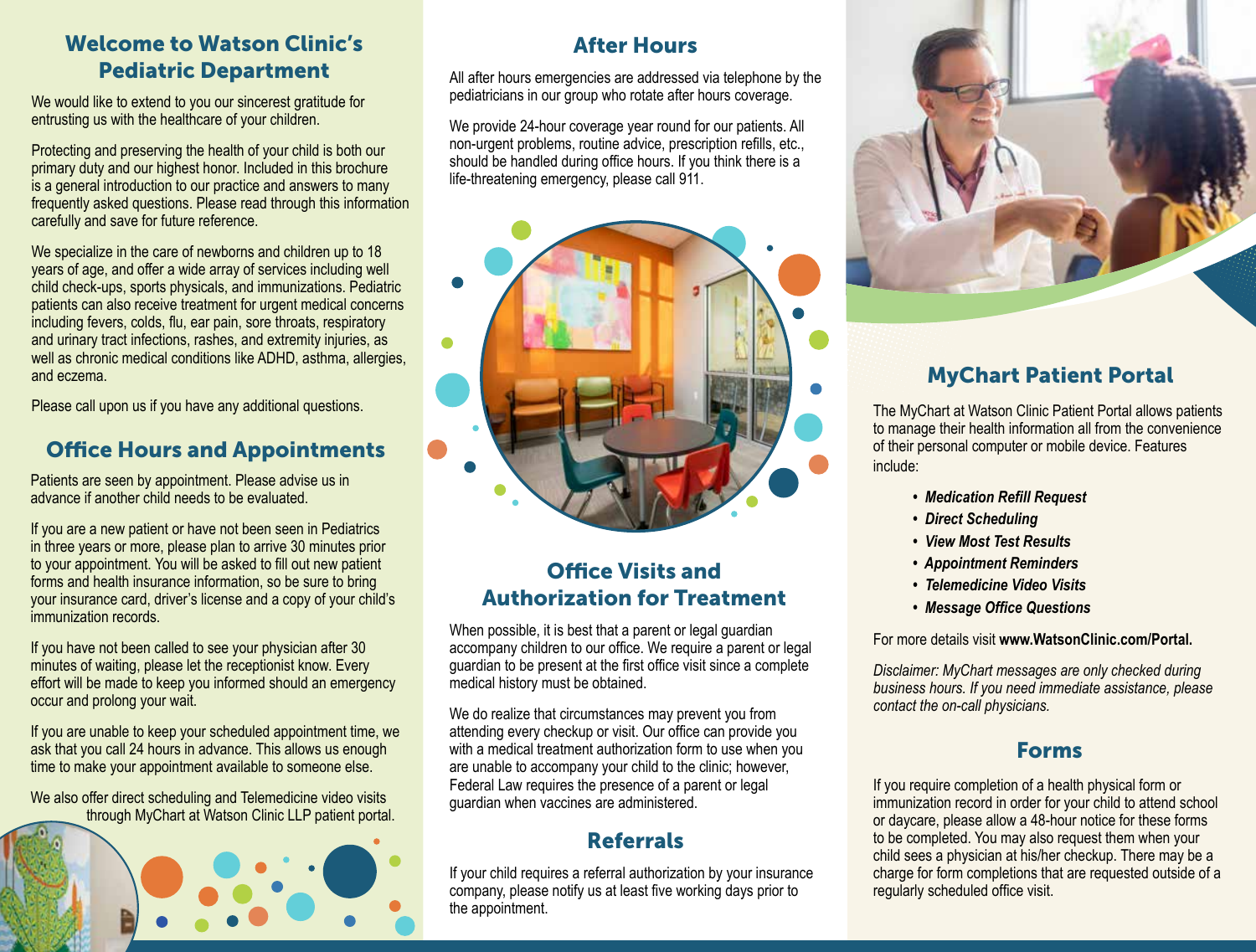## Welcome to Watson Clinic's Pediatric Department

We would like to extend to you our sincerest gratitude for entrusting us with the healthcare of your children.

Protecting and preserving the health of your child is both our primary duty and our highest honor. Included in this brochure is a general introduction to our practice and answers to many frequently asked questions. Please read through this information carefully and save for future reference.

We specialize in the care of newborns and children up to 18 years of age, and offer a wide array of services including well child check-ups, sports physicals, and immunizations. Pediatric patients can also receive treatment for urgent medical concerns including fevers, colds, flu, ear pain, sore throats, respiratory and urinary tract infections, rashes, and extremity injuries, as well as chronic medical conditions like ADHD, asthma, allergies, and eczema.

Please call upon us if you have any additional questions.

## Office Hours and Appointments

Patients are seen by appointment. Please advise us in advance if another child needs to be evaluated.

If you are a new patient or have not been seen in Pediatrics in three years or more, please plan to arrive 30 minutes prior to your appointment. You will be asked to fill out new patient forms and health insurance information, so be sure to bring your insurance card, driver's license and a copy of your child's immunization records.

If you have not been called to see your physician after 30 minutes of waiting, please let the receptionist know. Every effort will be made to keep you informed should an emergency occur and prolong your wait.

If you are unable to keep your scheduled appointment time, we ask that you call 24 hours in advance. This allows us enough time to make your appointment available to someone else.

We also offer direct scheduling and Telemedicine video visits through MyChart at Watson Clinic LLP patient portal.

## After Hours

All after hours emergencies are addressed via telephone by the pediatricians in our group who rotate after hours coverage.

We provide 24-hour coverage year round for our patients. All non-urgent problems, routine advice, prescription refills, etc., should be handled during office hours. If you think there is a life-threatening emergency, please call 911.

## Office Visits and Authorization for Treatment

When possible, it is best that a parent or legal guardian accompany children to our office. We require a parent or legal guardian to be present at the first office visit since a complete medical history must be obtained.

We do realize that circumstances may prevent you from attending every checkup or visit. Our office can provide you with a medical treatment authorization form to use when you are unable to accompany your child to the clinic; however, Federal Law requires the presence of a parent or legal guardian when vaccines are administered.

## Referrals

If your child requires a referral authorization by your insurance company, please notify us at least five working days prior to the appointment.

## MyChart Patient Portal

The MyChart at Watson Clinic Patient Portal allows patients to manage their health information all from the convenience of their personal computer or mobile device. Features include:

- ***Medication Refill Request***
- ***Direct Scheduling***
- ***View Most Test Results***
- ***Appointment Reminders***
- ***Telemedicine Video Visits***
- ***Message Office Questions***

For more details visit **www.WatsonClinic.com/Portal.**

*Disclaimer: MyChart messages are only checked during business hours. If you need immediate assistance, please contact the on-call physicians.*

## Forms

If you require completion of a health physical form or immunization record in order for your child to attend school or daycare, please allow a 48-hour notice for these forms to be completed. You may also request them when your child sees a physician at his/her checkup. There may be a charge for form completions that are requested outside of a regularly scheduled office visit.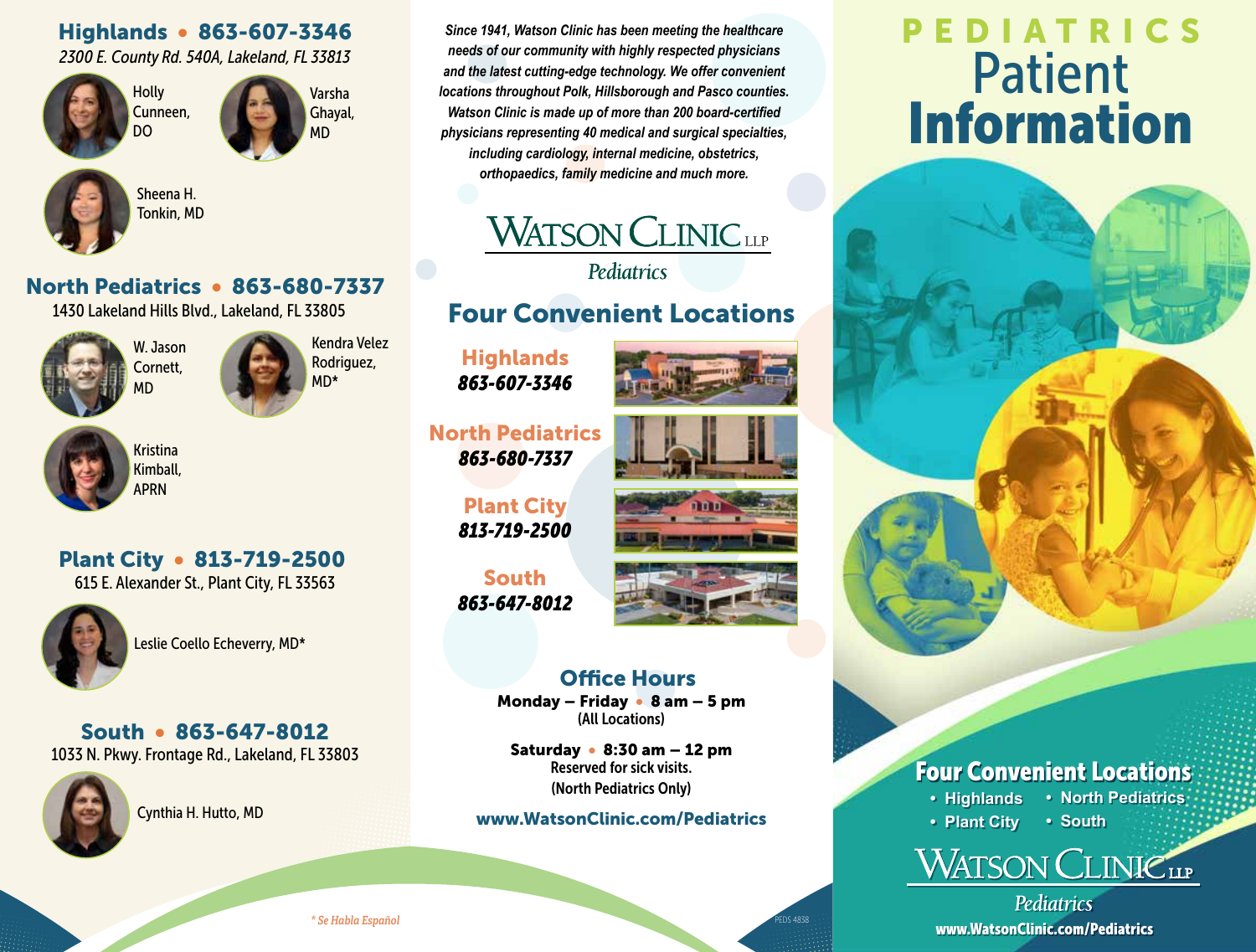## Highlands • 863-607-3346

*2300 E. County Rd. 540A, Lakeland, FL 33813*

Holly Cunneen, DO

Varsha Ghayal, MD

Sheena H. Tonkin, MD

## North Pediatrics • 863-680-7337

1430 Lakeland Hills Blvd., Lakeland, FL 33805

W. Jason Cornett, MD

Kendra Velez Rodriguez, MD*

Kristina Kimball, APRN

## Plant City • 813-719-2500

615 E. Alexander St., Plant City, FL 33563

Leslie Coello Echeverry, MD*

## South • 863-647-8012

1033 N. Pkwy. Frontage Rd., Lakeland, FL 33803

Cynthia H. Hutto, MD

*\* Se Habla Español*

*Since 1941, Watson Clinic has been meeting the healthcare needs of our community with highly respected physicians and the latest cutting-edge technology. We offer convenient locations throughout Polk, Hillsborough and Pasco counties. Watson Clinic is made up of more than 200 board-certified physicians representing 40 medical and surgical specialties, including cardiology, internal medicine, obstetrics, orthopaedics, family medicine and much more.*

WATSON CLINIC LLP

*Pediatrics*

## Four Convenient Locations

**Highlands**
*863-607-3346*

**North Pediatrics**
*863-680-7337*

**Plant City**
*813-719-2500*

**South**
*863-647-8012*

## Office Hours

**Monday – Friday • 8 am – 5 pm**
(All Locations)

**Saturday • 8:30 am – 12 pm**
Reserved for sick visits.
(North Pediatrics Only)

**www.WatsonClinic.com/Pediatrics**

PEDS 4838

# PEDIATRICS Patient Information

## Four Convenient Locations

- Highlands
- North Pediatrics
- Plant City
- South

WATSON CLINIC LLP

*Pediatrics*

**www.WatsonClinic.com/Pediatrics**